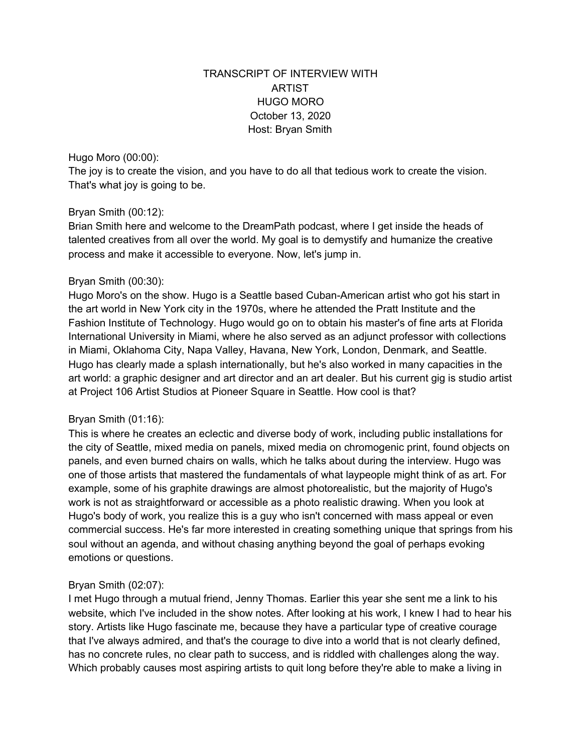# TRANSCRIPT OF INTERVIEW WITH ARTIST HUGO MORO

October 13, 2020

Host: Bryan Smith

Hugo Moro (00:00):
The joy is to create the vision, and you have to do all that tedious work to create the vision. That's what joy is going to be.

Bryan Smith (00:12):
Brian Smith here and welcome to the DreamPath podcast, where I get inside the heads of talented creatives from all over the world. My goal is to demystify and humanize the creative process and make it accessible to everyone. Now, let's jump in.

Bryan Smith (00:30):
Hugo Moro's on the show. Hugo is a Seattle based Cuban-American artist who got his start in the art world in New York city in the 1970s, where he attended the Pratt Institute and the Fashion Institute of Technology. Hugo would go on to obtain his master's of fine arts at Florida International University in Miami, where he also served as an adjunct professor with collections in Miami, Oklahoma City, Napa Valley, Havana, New York, London, Denmark, and Seattle. Hugo has clearly made a splash internationally, but he's also worked in many capacities in the art world: a graphic designer and art director and an art dealer. But his current gig is studio artist at Project 106 Artist Studios at Pioneer Square in Seattle. How cool is that?

Bryan Smith (01:16):
This is where he creates an eclectic and diverse body of work, including public installations for the city of Seattle, mixed media on panels, mixed media on chromogenic print, found objects on panels, and even burned chairs on walls, which he talks about during the interview. Hugo was one of those artists that mastered the fundamentals of what laypeople might think of as art. For example, some of his graphite drawings are almost photorealistic, but the majority of Hugo's work is not as straightforward or accessible as a photo realistic drawing. When you look at Hugo's body of work, you realize this is a guy who isn't concerned with mass appeal or even commercial success. He's far more interested in creating something unique that springs from his soul without an agenda, and without chasing anything beyond the goal of perhaps evoking emotions or questions.

Bryan Smith (02:07):
I met Hugo through a mutual friend, Jenny Thomas. Earlier this year she sent me a link to his website, which I've included in the show notes. After looking at his work, I knew I had to hear his story. Artists like Hugo fascinate me, because they have a particular type of creative courage that I've always admired, and that's the courage to dive into a world that is not clearly defined, has no concrete rules, no clear path to success, and is riddled with challenges along the way. Which probably causes most aspiring artists to quit long before they're able to make a living in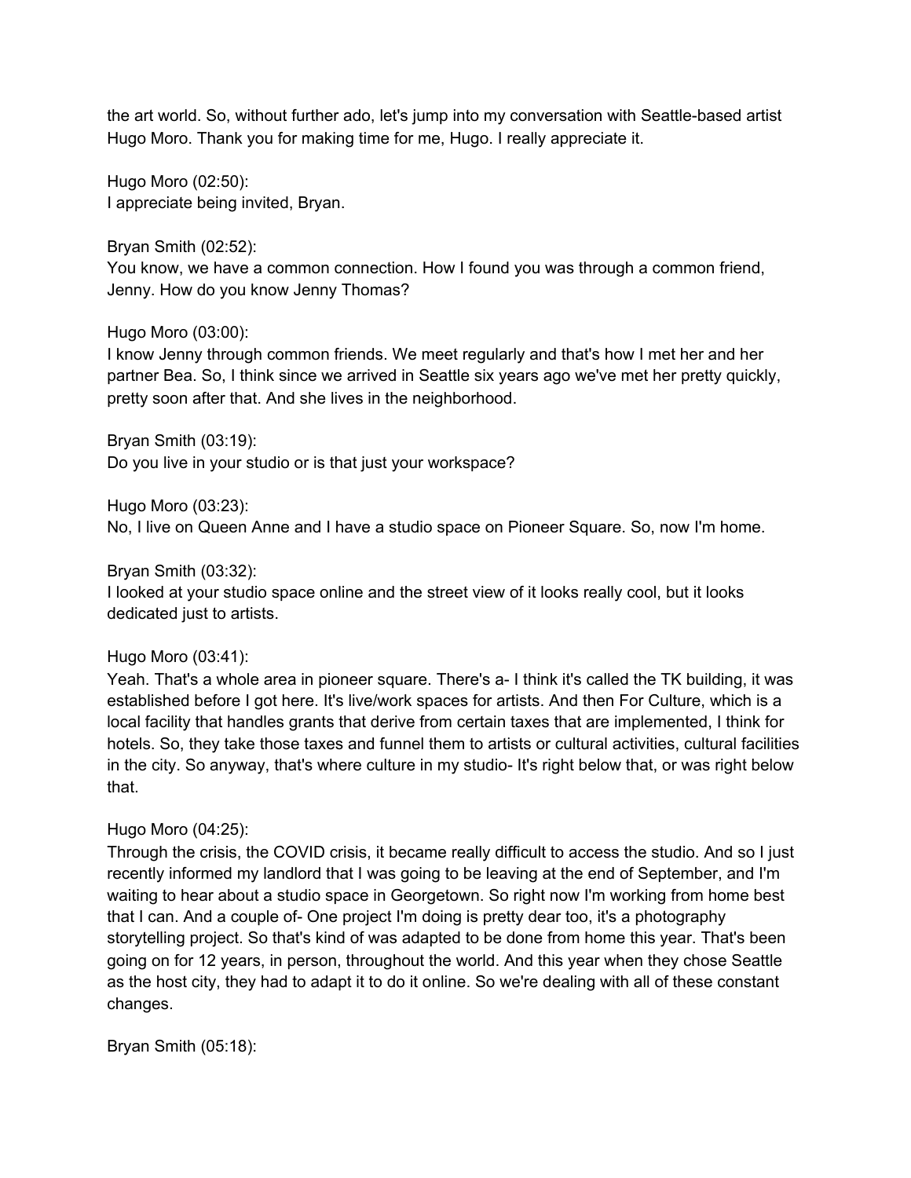the art world. So, without further ado, let's jump into my conversation with Seattle-based artist Hugo Moro. Thank you for making time for me, Hugo. I really appreciate it.

Hugo Moro (02:50):
I appreciate being invited, Bryan.

Bryan Smith (02:52):
You know, we have a common connection. How I found you was through a common friend, Jenny. How do you know Jenny Thomas?

Hugo Moro (03:00):
I know Jenny through common friends. We meet regularly and that's how I met her and her partner Bea. So, I think since we arrived in Seattle six years ago we've met her pretty quickly, pretty soon after that. And she lives in the neighborhood.

Bryan Smith (03:19):
Do you live in your studio or is that just your workspace?

Hugo Moro (03:23):
No, I live on Queen Anne and I have a studio space on Pioneer Square. So, now I'm home.

Bryan Smith (03:32):
I looked at your studio space online and the street view of it looks really cool, but it looks dedicated just to artists.

Hugo Moro (03:41):
Yeah. That's a whole area in pioneer square. There's a- I think it's called the TK building, it was established before I got here. It's live/work spaces for artists. And then For Culture, which is a local facility that handles grants that derive from certain taxes that are implemented, I think for hotels. So, they take those taxes and funnel them to artists or cultural activities, cultural facilities in the city. So anyway, that's where culture in my studio- It's right below that, or was right below that.

Hugo Moro (04:25):
Through the crisis, the COVID crisis, it became really difficult to access the studio. And so I just recently informed my landlord that I was going to be leaving at the end of September, and I'm waiting to hear about a studio space in Georgetown. So right now I'm working from home best that I can. And a couple of- One project I'm doing is pretty dear too, it's a photography storytelling project. So that's kind of was adapted to be done from home this year. That's been going on for 12 years, in person, throughout the world. And this year when they chose Seattle as the host city, they had to adapt it to do it online. So we're dealing with all of these constant changes.

Bryan Smith (05:18):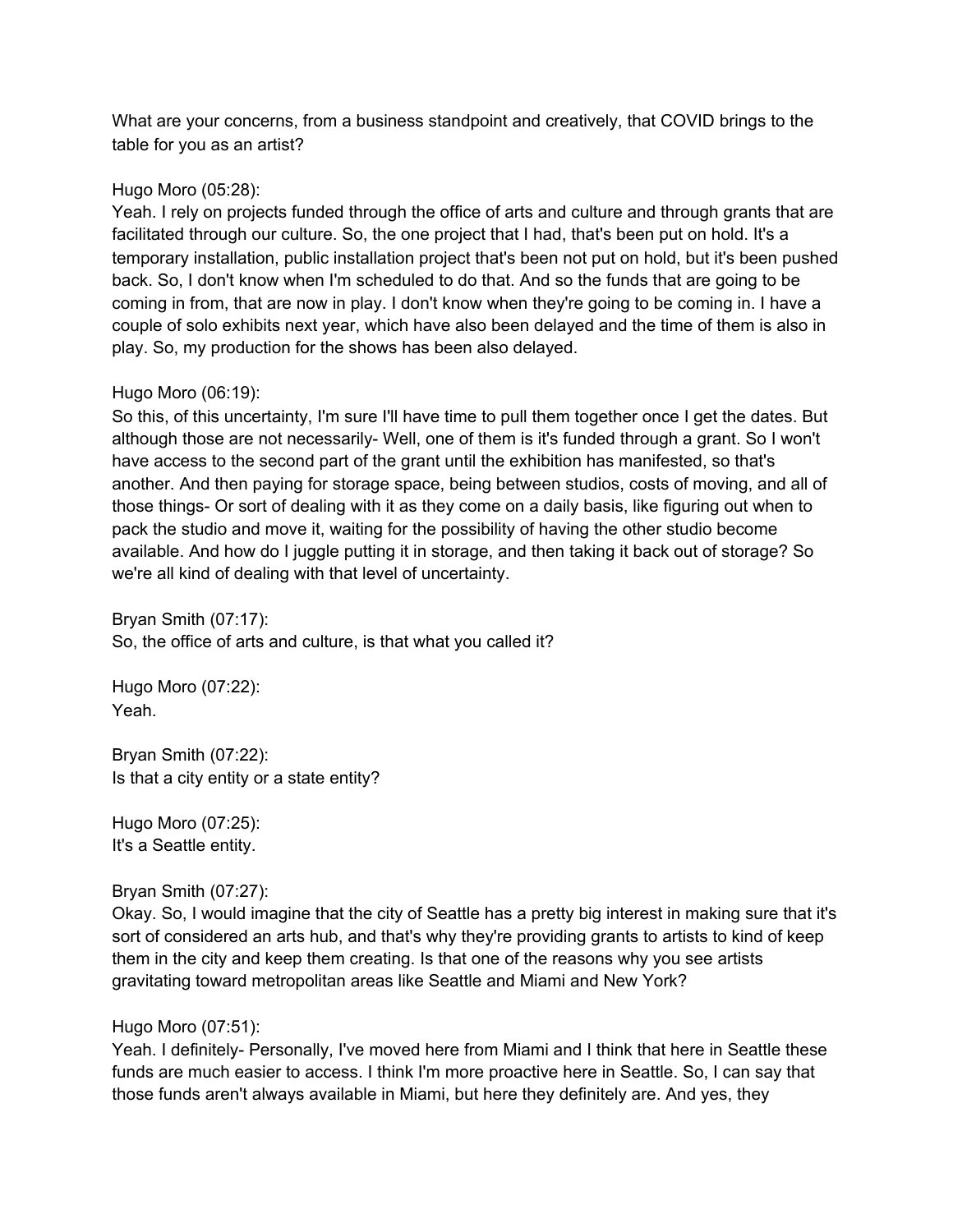What are your concerns, from a business standpoint and creatively, that COVID brings to the table for you as an artist?

Hugo Moro (05:28):
Yeah. I rely on projects funded through the office of arts and culture and through grants that are facilitated through our culture. So, the one project that I had, that's been put on hold. It's a temporary installation, public installation project that's been not put on hold, but it's been pushed back. So, I don't know when I'm scheduled to do that. And so the funds that are going to be coming in from, that are now in play. I don't know when they're going to be coming in. I have a couple of solo exhibits next year, which have also been delayed and the time of them is also in play. So, my production for the shows has been also delayed.

Hugo Moro (06:19):
So this, of this uncertainty, I'm sure I'll have time to pull them together once I get the dates. But although those are not necessarily- Well, one of them is it's funded through a grant. So I won't have access to the second part of the grant until the exhibition has manifested, so that's another. And then paying for storage space, being between studios, costs of moving, and all of those things- Or sort of dealing with it as they come on a daily basis, like figuring out when to pack the studio and move it, waiting for the possibility of having the other studio become available. And how do I juggle putting it in storage, and then taking it back out of storage? So we're all kind of dealing with that level of uncertainty.

Bryan Smith (07:17):
So, the office of arts and culture, is that what you called it?

Hugo Moro (07:22):
Yeah.

Bryan Smith (07:22):
Is that a city entity or a state entity?

Hugo Moro (07:25):
It's a Seattle entity.

Bryan Smith (07:27):
Okay. So, I would imagine that the city of Seattle has a pretty big interest in making sure that it's sort of considered an arts hub, and that's why they're providing grants to artists to kind of keep them in the city and keep them creating. Is that one of the reasons why you see artists gravitating toward metropolitan areas like Seattle and Miami and New York?

Hugo Moro (07:51):
Yeah. I definitely- Personally, I've moved here from Miami and I think that here in Seattle these funds are much easier to access. I think I'm more proactive here in Seattle. So, I can say that those funds aren't always available in Miami, but here they definitely are. And yes, they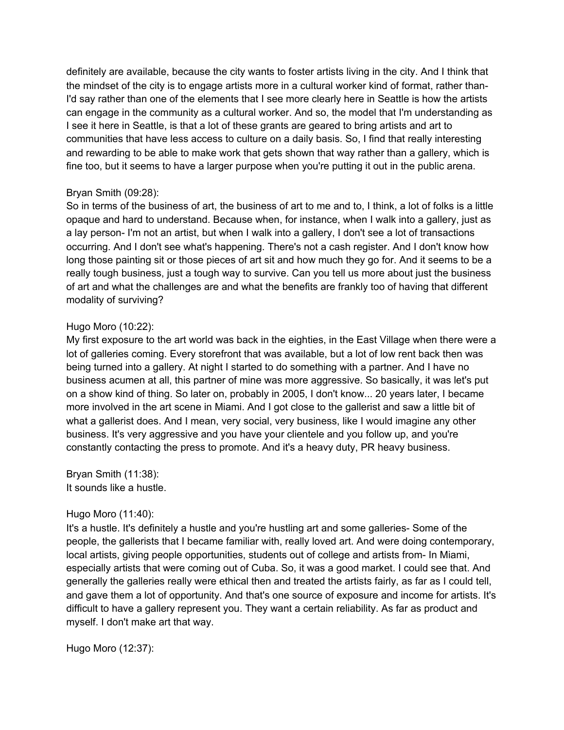definitely are available, because the city wants to foster artists living in the city. And I think that the mindset of the city is to engage artists more in a cultural worker kind of format, rather than- I'd say rather than one of the elements that I see more clearly here in Seattle is how the artists can engage in the community as a cultural worker. And so, the model that I'm understanding as I see it here in Seattle, is that a lot of these grants are geared to bring artists and art to communities that have less access to culture on a daily basis. So, I find that really interesting and rewarding to be able to make work that gets shown that way rather than a gallery, which is fine too, but it seems to have a larger purpose when you're putting it out in the public arena.

Bryan Smith (09:28):
So in terms of the business of art, the business of art to me and to, I think, a lot of folks is a little opaque and hard to understand. Because when, for instance, when I walk into a gallery, just as a lay person- I'm not an artist, but when I walk into a gallery, I don't see a lot of transactions occurring. And I don't see what's happening. There's not a cash register. And I don't know how long those painting sit or those pieces of art sit and how much they go for. And it seems to be a really tough business, just a tough way to survive. Can you tell us more about just the business of art and what the challenges are and what the benefits are frankly too of having that different modality of surviving?

Hugo Moro (10:22):
My first exposure to the art world was back in the eighties, in the East Village when there were a lot of galleries coming. Every storefront that was available, but a lot of low rent back then was being turned into a gallery. At night I started to do something with a partner. And I have no business acumen at all, this partner of mine was more aggressive. So basically, it was let's put on a show kind of thing. So later on, probably in 2005, I don't know... 20 years later, I became more involved in the art scene in Miami. And I got close to the gallerist and saw a little bit of what a gallerist does. And I mean, very social, very business, like I would imagine any other business. It's very aggressive and you have your clientele and you follow up, and you're constantly contacting the press to promote. And it's a heavy duty, PR heavy business.

Bryan Smith (11:38):
It sounds like a hustle.

Hugo Moro (11:40):
It's a hustle. It's definitely a hustle and you're hustling art and some galleries- Some of the people, the gallerists that I became familiar with, really loved art. And were doing contemporary, local artists, giving people opportunities, students out of college and artists from- In Miami, especially artists that were coming out of Cuba. So, it was a good market. I could see that. And generally the galleries really were ethical then and treated the artists fairly, as far as I could tell, and gave them a lot of opportunity. And that's one source of exposure and income for artists. It's difficult to have a gallery represent you. They want a certain reliability. As far as product and myself. I don't make art that way.

Hugo Moro (12:37):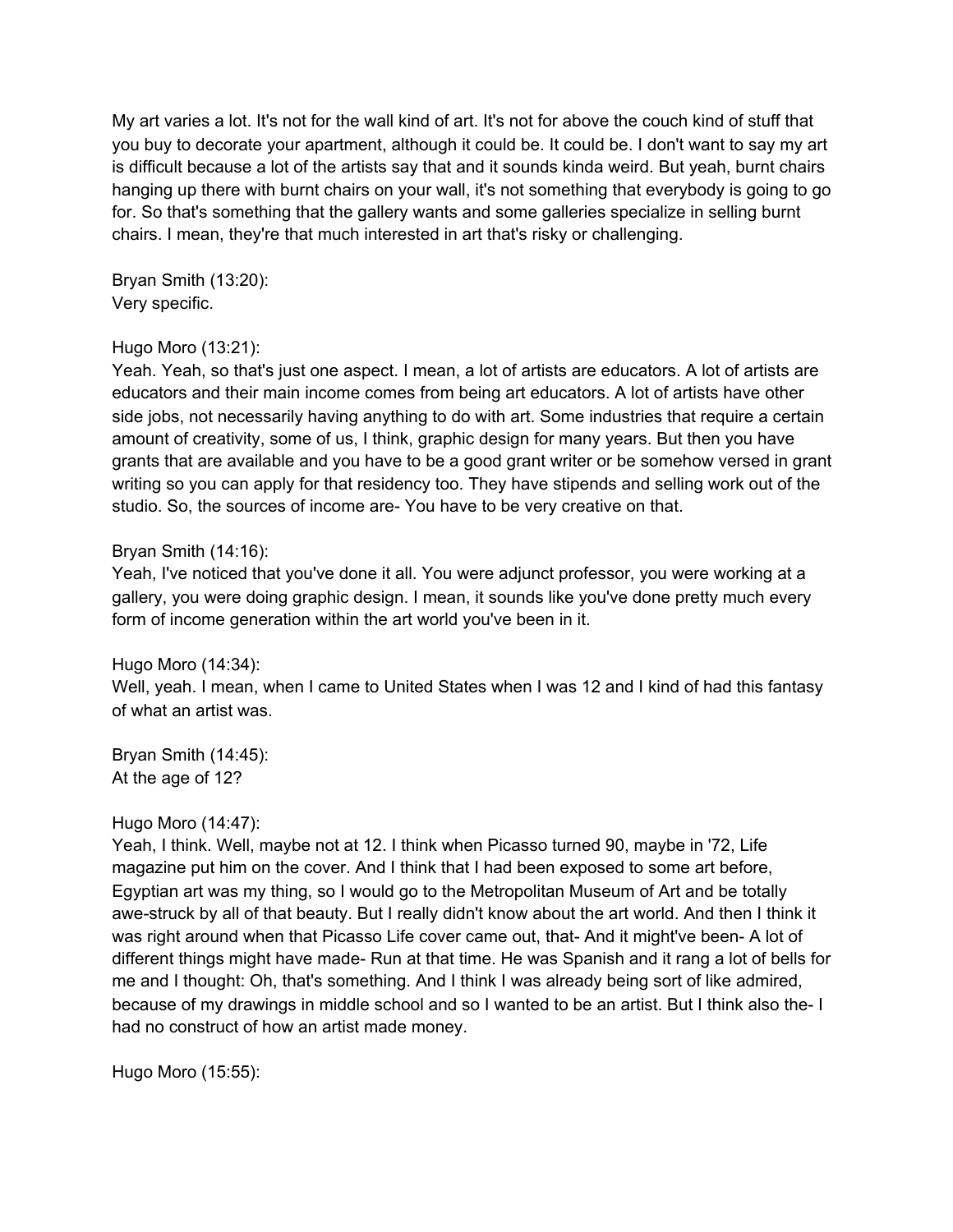My art varies a lot. It's not for the wall kind of art. It's not for above the couch kind of stuff that you buy to decorate your apartment, although it could be. It could be. I don't want to say my art is difficult because a lot of the artists say that and it sounds kinda weird. But yeah, burnt chairs hanging up there with burnt chairs on your wall, it's not something that everybody is going to go for. So that's something that the gallery wants and some galleries specialize in selling burnt chairs. I mean, they're that much interested in art that's risky or challenging.

Bryan Smith (13:20):
Very specific.

Hugo Moro (13:21):
Yeah. Yeah, so that's just one aspect. I mean, a lot of artists are educators. A lot of artists are educators and their main income comes from being art educators. A lot of artists have other side jobs, not necessarily having anything to do with art. Some industries that require a certain amount of creativity, some of us, I think, graphic design for many years. But then you have grants that are available and you have to be a good grant writer or be somehow versed in grant writing so you can apply for that residency too. They have stipends and selling work out of the studio. So, the sources of income are- You have to be very creative on that.

Bryan Smith (14:16):
Yeah, I've noticed that you've done it all. You were adjunct professor, you were working at a gallery, you were doing graphic design. I mean, it sounds like you've done pretty much every form of income generation within the art world you've been in it.

Hugo Moro (14:34):
Well, yeah. I mean, when I came to United States when I was 12 and I kind of had this fantasy of what an artist was.

Bryan Smith (14:45):
At the age of 12?

Hugo Moro (14:47):
Yeah, I think. Well, maybe not at 12. I think when Picasso turned 90, maybe in '72, Life magazine put him on the cover. And I think that I had been exposed to some art before, Egyptian art was my thing, so I would go to the Metropolitan Museum of Art and be totally awe-struck by all of that beauty. But I really didn't know about the art world. And then I think it was right around when that Picasso Life cover came out, that- And it might've been- A lot of different things might have made- Run at that time. He was Spanish and it rang a lot of bells for me and I thought: Oh, that's something. And I think I was already being sort of like admired, because of my drawings in middle school and so I wanted to be an artist. But I think also the- I had no construct of how an artist made money.

Hugo Moro (15:55):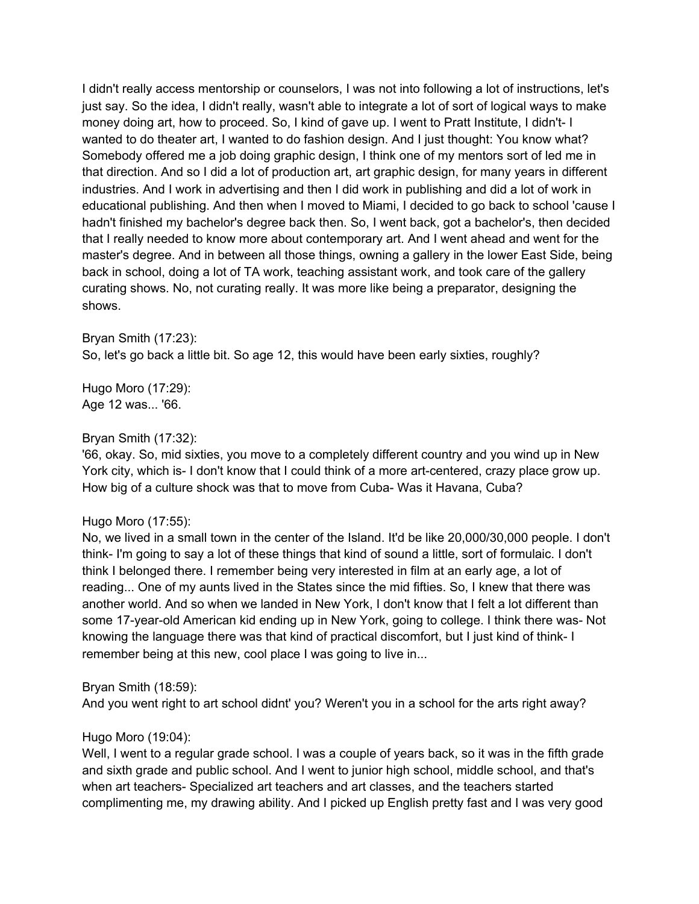I didn't really access mentorship or counselors, I was not into following a lot of instructions, let's just say. So the idea, I didn't really, wasn't able to integrate a lot of sort of logical ways to make money doing art, how to proceed. So, I kind of gave up. I went to Pratt Institute, I didn't- I wanted to do theater art, I wanted to do fashion design. And I just thought: You know what? Somebody offered me a job doing graphic design, I think one of my mentors sort of led me in that direction. And so I did a lot of production art, art graphic design, for many years in different industries. And I work in advertising and then I did work in publishing and did a lot of work in educational publishing. And then when I moved to Miami, I decided to go back to school 'cause I hadn't finished my bachelor's degree back then. So, I went back, got a bachelor's, then decided that I really needed to know more about contemporary art. And I went ahead and went for the master's degree. And in between all those things, owning a gallery in the lower East Side, being back in school, doing a lot of TA work, teaching assistant work, and took care of the gallery curating shows. No, not curating really. It was more like being a preparator, designing the shows.

Bryan Smith (17:23):
So, let's go back a little bit. So age 12, this would have been early sixties, roughly?

Hugo Moro (17:29):
Age 12 was... '66.

Bryan Smith (17:32):
'66, okay. So, mid sixties, you move to a completely different country and you wind up in New York city, which is- I don't know that I could think of a more art-centered, crazy place grow up. How big of a culture shock was that to move from Cuba- Was it Havana, Cuba?

Hugo Moro (17:55):
No, we lived in a small town in the center of the Island. It'd be like 20,000/30,000 people. I don't think- I'm going to say a lot of these things that kind of sound a little, sort of formulaic. I don't think I belonged there. I remember being very interested in film at an early age, a lot of reading... One of my aunts lived in the States since the mid fifties. So, I knew that there was another world. And so when we landed in New York, I don't know that I felt a lot different than some 17-year-old American kid ending up in New York, going to college. I think there was- Not knowing the language there was that kind of practical discomfort, but I just kind of think- I remember being at this new, cool place I was going to live in...

Bryan Smith (18:59):
And you went right to art school didnt' you? Weren't you in a school for the arts right away?

Hugo Moro (19:04):
Well, I went to a regular grade school. I was a couple of years back, so it was in the fifth grade and sixth grade and public school. And I went to junior high school, middle school, and that's when art teachers- Specialized art teachers and art classes, and the teachers started complimenting me, my drawing ability. And I picked up English pretty fast and I was very good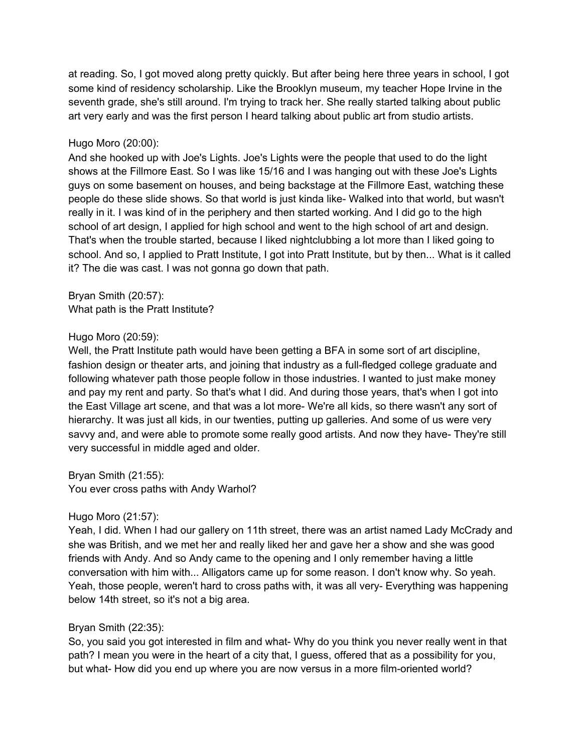at reading. So, I got moved along pretty quickly. But after being here three years in school, I got some kind of residency scholarship. Like the Brooklyn museum, my teacher Hope Irvine in the seventh grade, she's still around. I'm trying to track her. She really started talking about public art very early and was the first person I heard talking about public art from studio artists.

Hugo Moro (20:00):
And she hooked up with Joe's Lights. Joe's Lights were the people that used to do the light shows at the Fillmore East. So I was like 15/16 and I was hanging out with these Joe's Lights guys on some basement on houses, and being backstage at the Fillmore East, watching these people do these slide shows. So that world is just kinda like- Walked into that world, but wasn't really in it. I was kind of in the periphery and then started working. And I did go to the high school of art design, I applied for high school and went to the high school of art and design. That's when the trouble started, because I liked nightclubbing a lot more than I liked going to school. And so, I applied to Pratt Institute, I got into Pratt Institute, but by then... What is it called it? The die was cast. I was not gonna go down that path.

Bryan Smith (20:57):
What path is the Pratt Institute?

Hugo Moro (20:59):
Well, the Pratt Institute path would have been getting a BFA in some sort of art discipline, fashion design or theater arts, and joining that industry as a full-fledged college graduate and following whatever path those people follow in those industries. I wanted to just make money and pay my rent and party. So that's what I did. And during those years, that's when I got into the East Village art scene, and that was a lot more- We're all kids, so there wasn't any sort of hierarchy. It was just all kids, in our twenties, putting up galleries. And some of us were very savvy and, and were able to promote some really good artists. And now they have- They're still very successful in middle aged and older.

Bryan Smith (21:55):
You ever cross paths with Andy Warhol?

Hugo Moro (21:57):
Yeah, I did. When I had our gallery on 11th street, there was an artist named Lady McCrady and she was British, and we met her and really liked her and gave her a show and she was good friends with Andy. And so Andy came to the opening and I only remember having a little conversation with him with... Alligators came up for some reason. I don't know why. So yeah. Yeah, those people, weren't hard to cross paths with, it was all very- Everything was happening below 14th street, so it's not a big area.

Bryan Smith (22:35):
So, you said you got interested in film and what- Why do you think you never really went in that path? I mean you were in the heart of a city that, I guess, offered that as a possibility for you, but what- How did you end up where you are now versus in a more film-oriented world?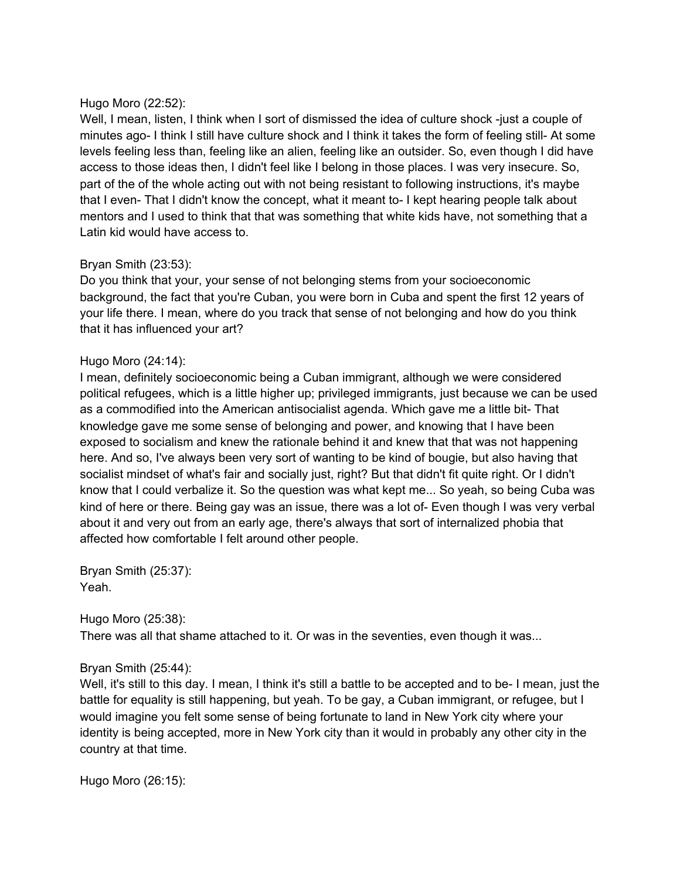Hugo Moro (22:52):
Well, I mean, listen, I think when I sort of dismissed the idea of culture shock -just a couple of minutes ago- I think I still have culture shock and I think it takes the form of feeling still- At some levels feeling less than, feeling like an alien, feeling like an outsider. So, even though I did have access to those ideas then, I didn't feel like I belong in those places. I was very insecure. So, part of the of the whole acting out with not being resistant to following instructions, it's maybe that I even- That I didn't know the concept, what it meant to- I kept hearing people talk about mentors and I used to think that that was something that white kids have, not something that a Latin kid would have access to.

Bryan Smith (23:53):
Do you think that your, your sense of not belonging stems from your socioeconomic background, the fact that you're Cuban, you were born in Cuba and spent the first 12 years of your life there. I mean, where do you track that sense of not belonging and how do you think that it has influenced your art?

Hugo Moro (24:14):
I mean, definitely socioeconomic being a Cuban immigrant, although we were considered political refugees, which is a little higher up; privileged immigrants, just because we can be used as a commodified into the American antisocialist agenda. Which gave me a little bit- That knowledge gave me some sense of belonging and power, and knowing that I have been exposed to socialism and knew the rationale behind it and knew that that was not happening here. And so, I've always been very sort of wanting to be kind of bougie, but also having that socialist mindset of what's fair and socially just, right? But that didn't fit quite right. Or I didn't know that I could verbalize it. So the question was what kept me... So yeah, so being Cuba was kind of here or there. Being gay was an issue, there was a lot of- Even though I was very verbal about it and very out from an early age, there's always that sort of internalized phobia that affected how comfortable I felt around other people.

Bryan Smith (25:37):
Yeah.

Hugo Moro (25:38):
There was all that shame attached to it. Or was in the seventies, even though it was...

Bryan Smith (25:44):
Well, it's still to this day. I mean, I think it's still a battle to be accepted and to be- I mean, just the battle for equality is still happening, but yeah. To be gay, a Cuban immigrant, or refugee, but I would imagine you felt some sense of being fortunate to land in New York city where your identity is being accepted, more in New York city than it would in probably any other city in the country at that time.

Hugo Moro (26:15):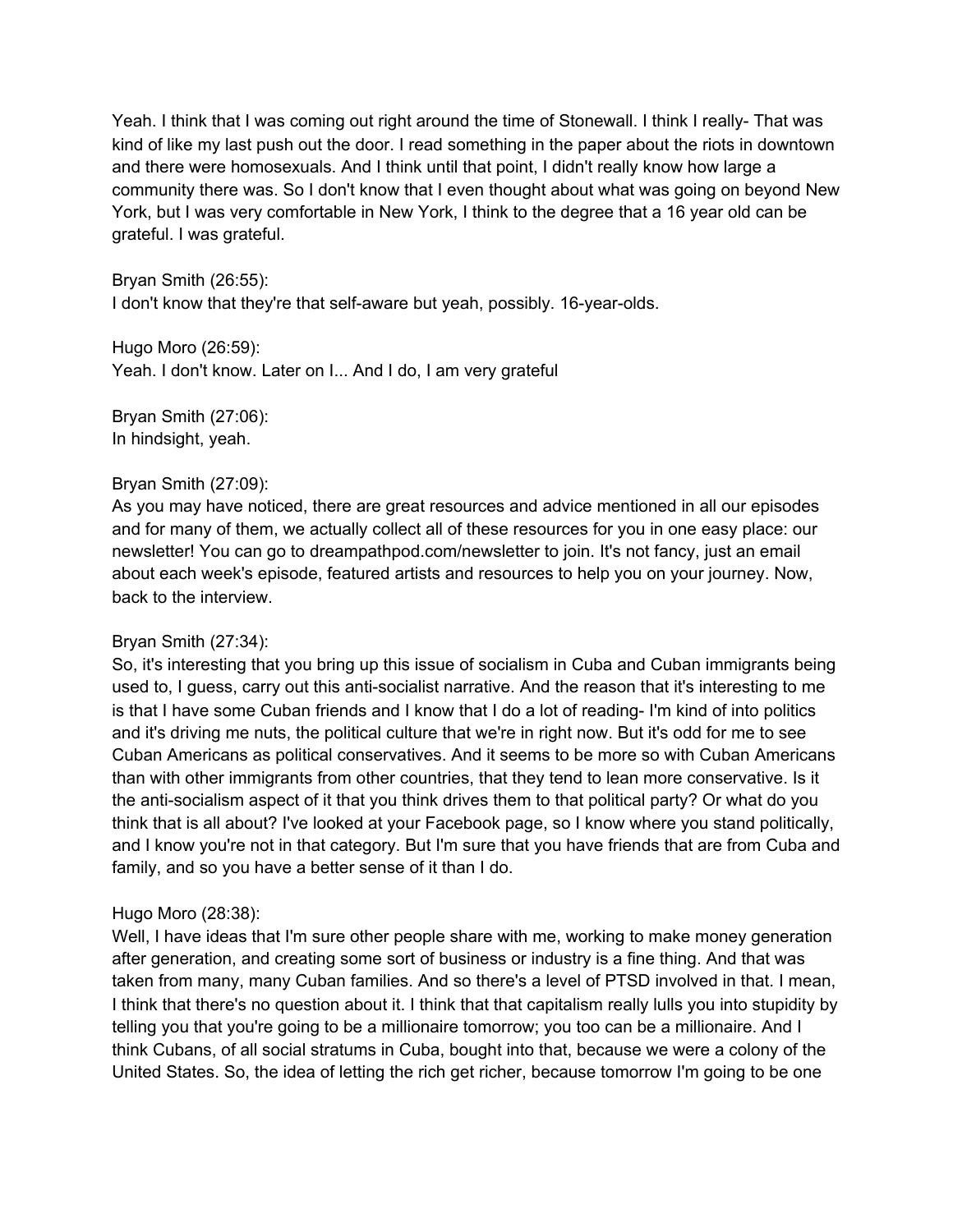Yeah. I think that I was coming out right around the time of Stonewall. I think I really- That was kind of like my last push out the door. I read something in the paper about the riots in downtown and there were homosexuals. And I think until that point, I didn't really know how large a community there was. So I don't know that I even thought about what was going on beyond New York, but I was very comfortable in New York, I think to the degree that a 16 year old can be grateful. I was grateful.

Bryan Smith (26:55):
I don't know that they're that self-aware but yeah, possibly. 16-year-olds.

Hugo Moro (26:59):
Yeah. I don't know. Later on I... And I do, I am very grateful

Bryan Smith (27:06):
In hindsight, yeah.

Bryan Smith (27:09):
As you may have noticed, there are great resources and advice mentioned in all our episodes and for many of them, we actually collect all of these resources for you in one easy place: our newsletter! You can go to dreampathpod.com/newsletter to join. It's not fancy, just an email about each week's episode, featured artists and resources to help you on your journey. Now, back to the interview.

Bryan Smith (27:34):
So, it's interesting that you bring up this issue of socialism in Cuba and Cuban immigrants being used to, I guess, carry out this anti-socialist narrative. And the reason that it's interesting to me is that I have some Cuban friends and I know that I do a lot of reading- I'm kind of into politics and it's driving me nuts, the political culture that we're in right now. But it's odd for me to see Cuban Americans as political conservatives. And it seems to be more so with Cuban Americans than with other immigrants from other countries, that they tend to lean more conservative. Is it the anti-socialism aspect of it that you think drives them to that political party? Or what do you think that is all about? I've looked at your Facebook page, so I know where you stand politically, and I know you're not in that category. But I'm sure that you have friends that are from Cuba and family, and so you have a better sense of it than I do.

Hugo Moro (28:38):
Well, I have ideas that I'm sure other people share with me, working to make money generation after generation, and creating some sort of business or industry is a fine thing. And that was taken from many, many Cuban families. And so there's a level of PTSD involved in that. I mean, I think that there's no question about it. I think that that capitalism really lulls you into stupidity by telling you that you're going to be a millionaire tomorrow; you too can be a millionaire. And I think Cubans, of all social stratums in Cuba, bought into that, because we were a colony of the United States. So, the idea of letting the rich get richer, because tomorrow I'm going to be one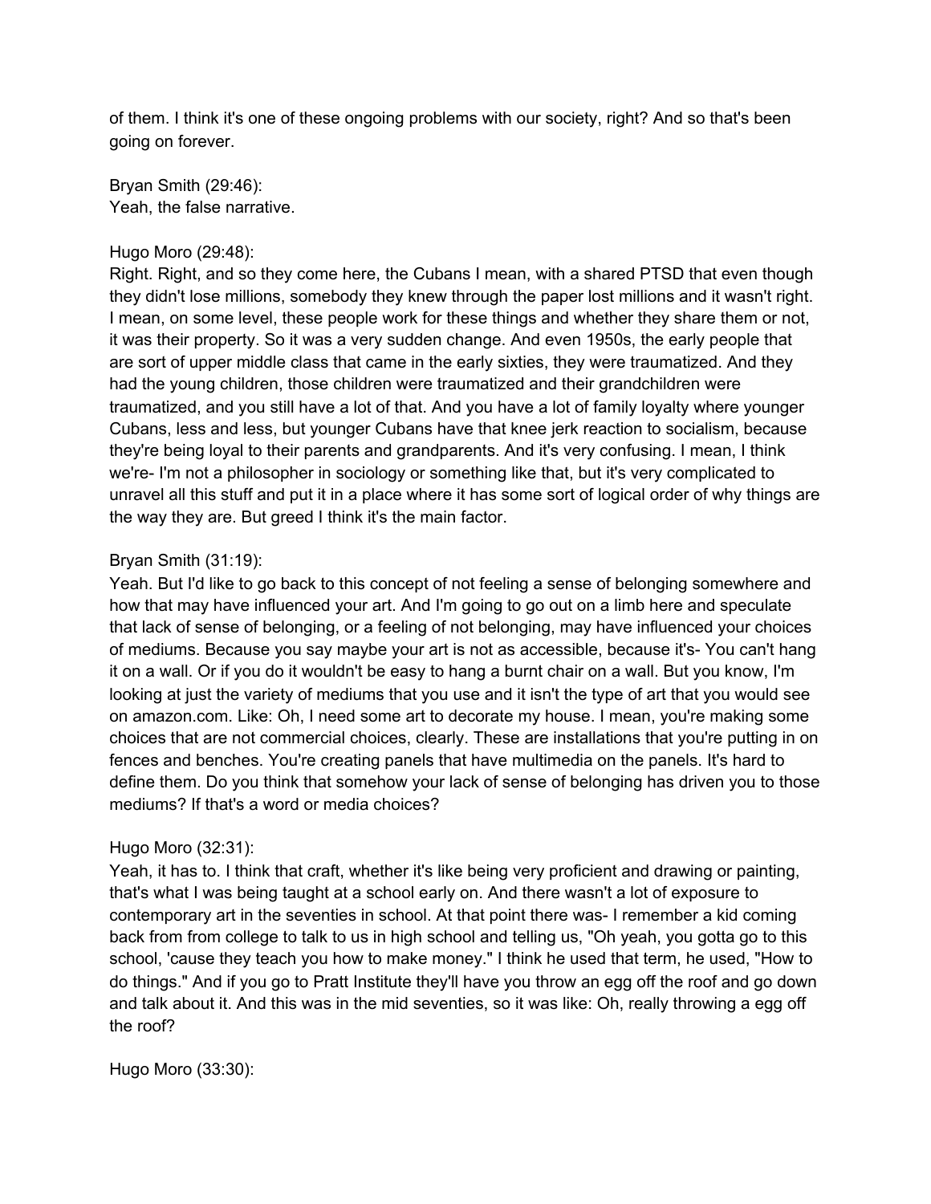of them. I think it's one of these ongoing problems with our society, right? And so that's been going on forever.

Bryan Smith (29:46):
Yeah, the false narrative.

Hugo Moro (29:48):
Right. Right, and so they come here, the Cubans I mean, with a shared PTSD that even though they didn't lose millions, somebody they knew through the paper lost millions and it wasn't right. I mean, on some level, these people work for these things and whether they share them or not, it was their property. So it was a very sudden change. And even 1950s, the early people that are sort of upper middle class that came in the early sixties, they were traumatized. And they had the young children, those children were traumatized and their grandchildren were traumatized, and you still have a lot of that. And you have a lot of family loyalty where younger Cubans, less and less, but younger Cubans have that knee jerk reaction to socialism, because they're being loyal to their parents and grandparents. And it's very confusing. I mean, I think we're- I'm not a philosopher in sociology or something like that, but it's very complicated to unravel all this stuff and put it in a place where it has some sort of logical order of why things are the way they are. But greed I think it's the main factor.

Bryan Smith (31:19):
Yeah. But I'd like to go back to this concept of not feeling a sense of belonging somewhere and how that may have influenced your art. And I'm going to go out on a limb here and speculate that lack of sense of belonging, or a feeling of not belonging, may have influenced your choices of mediums. Because you say maybe your art is not as accessible, because it's- You can't hang it on a wall. Or if you do it wouldn't be easy to hang a burnt chair on a wall. But you know, I'm looking at just the variety of mediums that you use and it isn't the type of art that you would see on amazon.com. Like: Oh, I need some art to decorate my house. I mean, you're making some choices that are not commercial choices, clearly. These are installations that you're putting in on fences and benches. You're creating panels that have multimedia on the panels. It's hard to define them. Do you think that somehow your lack of sense of belonging has driven you to those mediums? If that's a word or media choices?

Hugo Moro (32:31):
Yeah, it has to. I think that craft, whether it's like being very proficient and drawing or painting, that's what I was being taught at a school early on. And there wasn't a lot of exposure to contemporary art in the seventies in school. At that point there was- I remember a kid coming back from from college to talk to us in high school and telling us, "Oh yeah, you gotta go to this school, 'cause they teach you how to make money." I think he used that term, he used, "How to do things." And if you go to Pratt Institute they'll have you throw an egg off the roof and go down and talk about it. And this was in the mid seventies, so it was like: Oh, really throwing a egg off the roof?

Hugo Moro (33:30):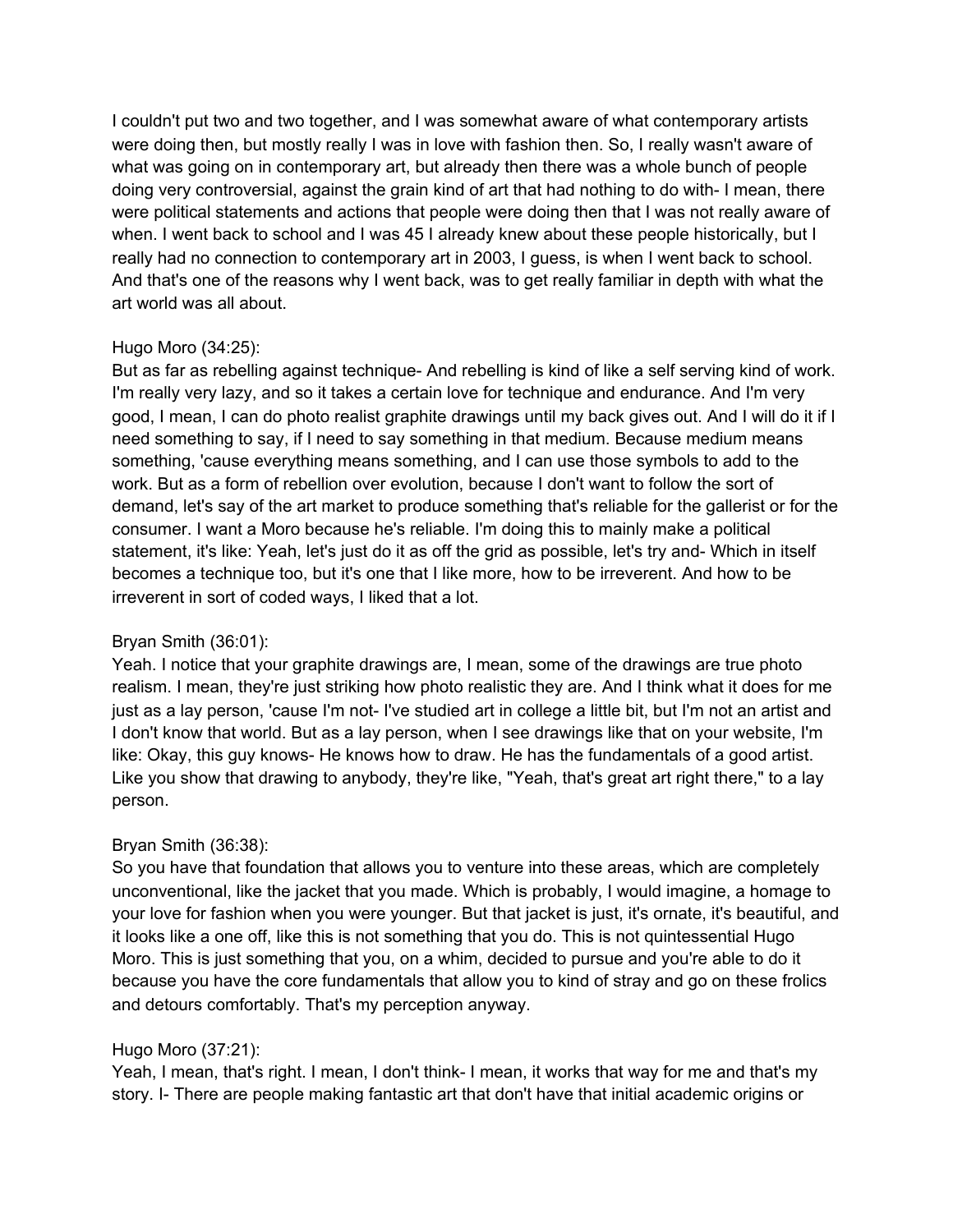I couldn't put two and two together, and I was somewhat aware of what contemporary artists were doing then, but mostly really I was in love with fashion then. So, I really wasn't aware of what was going on in contemporary art, but already then there was a whole bunch of people doing very controversial, against the grain kind of art that had nothing to do with- I mean, there were political statements and actions that people were doing then that I was not really aware of when. I went back to school and I was 45 I already knew about these people historically, but I really had no connection to contemporary art in 2003, I guess, is when I went back to school. And that's one of the reasons why I went back, was to get really familiar in depth with what the art world was all about.

Hugo Moro (34:25):
But as far as rebelling against technique- And rebelling is kind of like a self serving kind of work. I'm really very lazy, and so it takes a certain love for technique and endurance. And I'm very good, I mean, I can do photo realist graphite drawings until my back gives out. And I will do it if I need something to say, if I need to say something in that medium. Because medium means something, 'cause everything means something, and I can use those symbols to add to the work. But as a form of rebellion over evolution, because I don't want to follow the sort of demand, let's say of the art market to produce something that's reliable for the gallerist or for the consumer. I want a Moro because he's reliable. I'm doing this to mainly make a political statement, it's like: Yeah, let's just do it as off the grid as possible, let's try and- Which in itself becomes a technique too, but it's one that I like more, how to be irreverent. And how to be irreverent in sort of coded ways, I liked that a lot.

Bryan Smith (36:01):
Yeah. I notice that your graphite drawings are, I mean, some of the drawings are true photo realism. I mean, they're just striking how photo realistic they are. And I think what it does for me just as a lay person, 'cause I'm not- I've studied art in college a little bit, but I'm not an artist and I don't know that world. But as a lay person, when I see drawings like that on your website, I'm like: Okay, this guy knows- He knows how to draw. He has the fundamentals of a good artist. Like you show that drawing to anybody, they're like, "Yeah, that's great art right there," to a lay person.

Bryan Smith (36:38):
So you have that foundation that allows you to venture into these areas, which are completely unconventional, like the jacket that you made. Which is probably, I would imagine, a homage to your love for fashion when you were younger. But that jacket is just, it's ornate, it's beautiful, and it looks like a one off, like this is not something that you do. This is not quintessential Hugo Moro. This is just something that you, on a whim, decided to pursue and you're able to do it because you have the core fundamentals that allow you to kind of stray and go on these frolics and detours comfortably. That's my perception anyway.

Hugo Moro (37:21):
Yeah, I mean, that's right. I mean, I don't think- I mean, it works that way for me and that's my story. I- There are people making fantastic art that don't have that initial academic origins or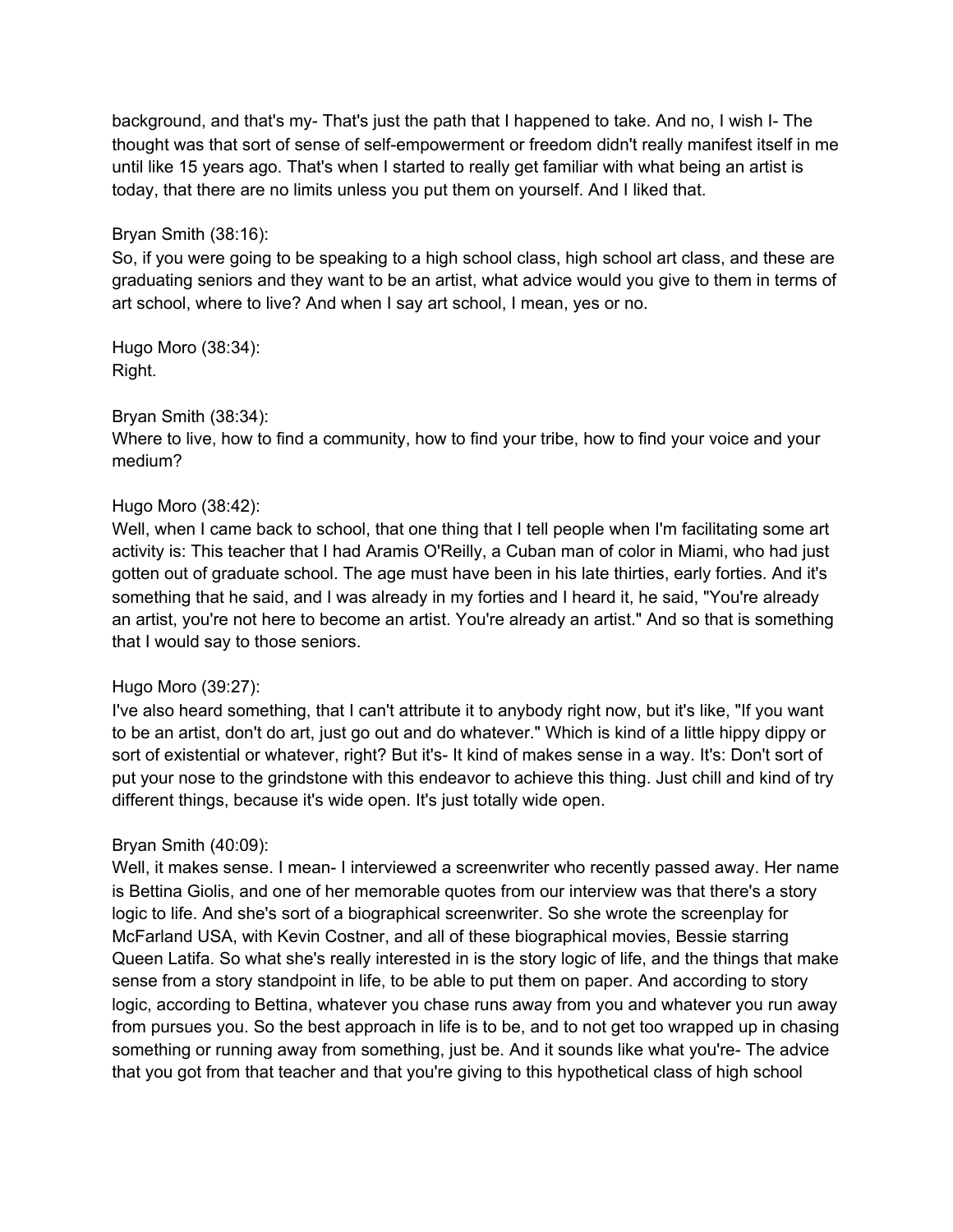background, and that's my- That's just the path that I happened to take. And no, I wish I- The thought was that sort of sense of self-empowerment or freedom didn't really manifest itself in me until like 15 years ago. That's when I started to really get familiar with what being an artist is today, that there are no limits unless you put them on yourself. And I liked that.

Bryan Smith (38:16):
So, if you were going to be speaking to a high school class, high school art class, and these are graduating seniors and they want to be an artist, what advice would you give to them in terms of art school, where to live? And when I say art school, I mean, yes or no.

Hugo Moro (38:34):
Right.

Bryan Smith (38:34):
Where to live, how to find a community, how to find your tribe, how to find your voice and your medium?

Hugo Moro (38:42):
Well, when I came back to school, that one thing that I tell people when I'm facilitating some art activity is: This teacher that I had Aramis O'Reilly, a Cuban man of color in Miami, who had just gotten out of graduate school. The age must have been in his late thirties, early forties. And it's something that he said, and I was already in my forties and I heard it, he said, "You're already an artist, you're not here to become an artist. You're already an artist." And so that is something that I would say to those seniors.

Hugo Moro (39:27):
I've also heard something, that I can't attribute it to anybody right now, but it's like, "If you want to be an artist, don't do art, just go out and do whatever." Which is kind of a little hippy dippy or sort of existential or whatever, right? But it's- It kind of makes sense in a way. It's: Don't sort of put your nose to the grindstone with this endeavor to achieve this thing. Just chill and kind of try different things, because it's wide open. It's just totally wide open.

Bryan Smith (40:09):
Well, it makes sense. I mean- I interviewed a screenwriter who recently passed away. Her name is Bettina Giolis, and one of her memorable quotes from our interview was that there's a story logic to life. And she's sort of a biographical screenwriter. So she wrote the screenplay for McFarland USA, with Kevin Costner, and all of these biographical movies, Bessie starring Queen Latifa. So what she's really interested in is the story logic of life, and the things that make sense from a story standpoint in life, to be able to put them on paper. And according to story logic, according to Bettina, whatever you chase runs away from you and whatever you run away from pursues you. So the best approach in life is to be, and to not get too wrapped up in chasing something or running away from something, just be. And it sounds like what you're- The advice that you got from that teacher and that you're giving to this hypothetical class of high school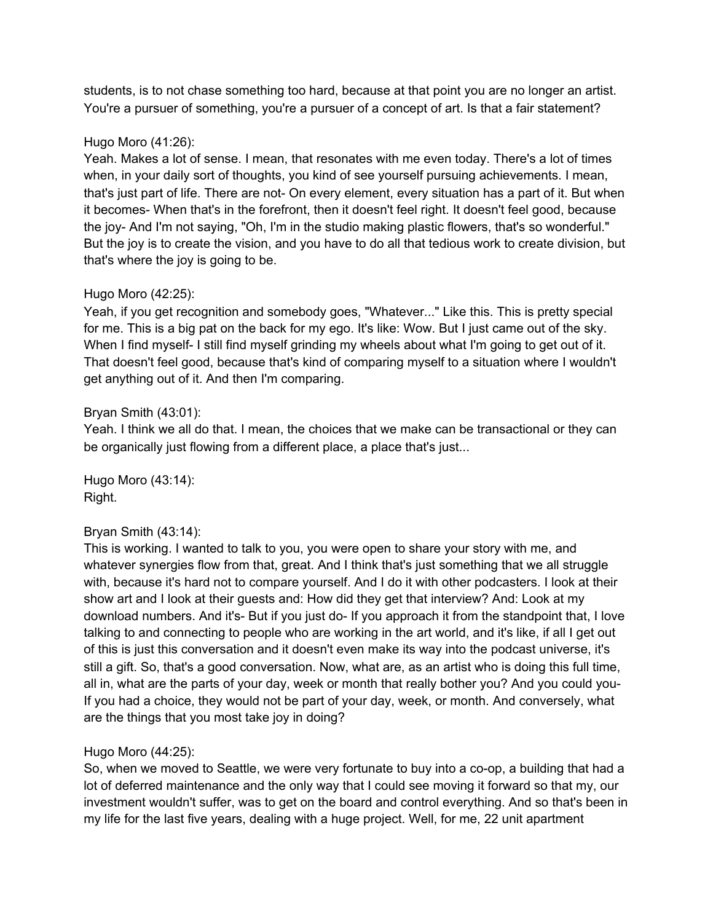students, is to not chase something too hard, because at that point you are no longer an artist. You're a pursuer of something, you're a pursuer of a concept of art. Is that a fair statement?

Hugo Moro (41:26):
Yeah. Makes a lot of sense. I mean, that resonates with me even today. There's a lot of times when, in your daily sort of thoughts, you kind of see yourself pursuing achievements. I mean, that's just part of life. There are not- On every element, every situation has a part of it. But when it becomes- When that's in the forefront, then it doesn't feel right. It doesn't feel good, because the joy- And I'm not saying, "Oh, I'm in the studio making plastic flowers, that's so wonderful." But the joy is to create the vision, and you have to do all that tedious work to create division, but that's where the joy is going to be.

Hugo Moro (42:25):
Yeah, if you get recognition and somebody goes, "Whatever..." Like this. This is pretty special for me. This is a big pat on the back for my ego. It's like: Wow. But I just came out of the sky. When I find myself- I still find myself grinding my wheels about what I'm going to get out of it. That doesn't feel good, because that's kind of comparing myself to a situation where I wouldn't get anything out of it. And then I'm comparing.

Bryan Smith (43:01):
Yeah. I think we all do that. I mean, the choices that we make can be transactional or they can be organically just flowing from a different place, a place that's just...

Hugo Moro (43:14):
Right.

Bryan Smith (43:14):
This is working. I wanted to talk to you, you were open to share your story with me, and whatever synergies flow from that, great. And I think that's just something that we all struggle with, because it's hard not to compare yourself. And I do it with other podcasters. I look at their show art and I look at their guests and: How did they get that interview? And: Look at my download numbers. And it's- But if you just do- If you approach it from the standpoint that, I love talking to and connecting to people who are working in the art world, and it's like, if all I get out of this is just this conversation and it doesn't even make its way into the podcast universe, it's still a gift. So, that's a good conversation. Now, what are, as an artist who is doing this full time, all in, what are the parts of your day, week or month that really bother you? And you could you- If you had a choice, they would not be part of your day, week, or month. And conversely, what are the things that you most take joy in doing?

Hugo Moro (44:25):
So, when we moved to Seattle, we were very fortunate to buy into a co-op, a building that had a lot of deferred maintenance and the only way that I could see moving it forward so that my, our investment wouldn't suffer, was to get on the board and control everything. And so that's been in my life for the last five years, dealing with a huge project. Well, for me, 22 unit apartment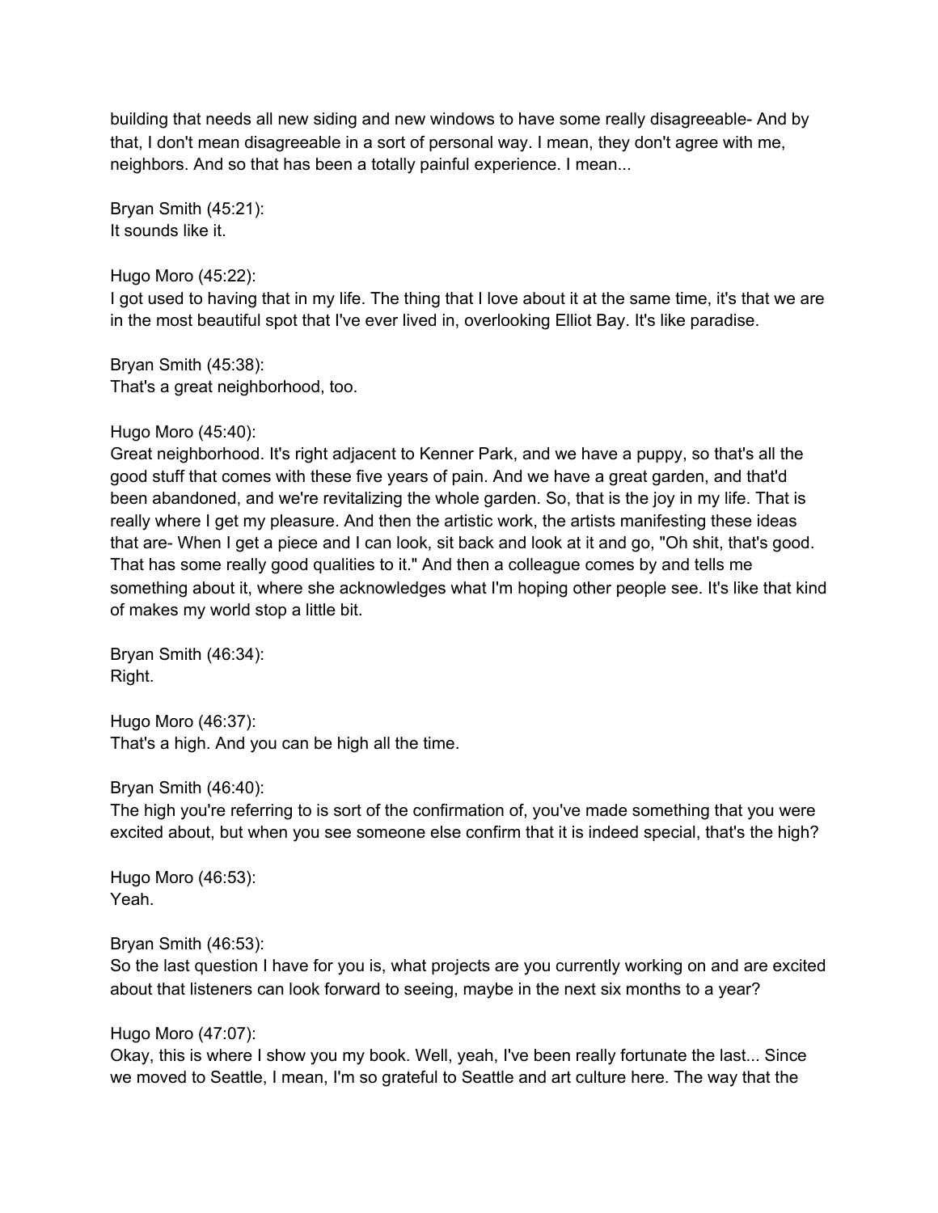building that needs all new siding and new windows to have some really disagreeable- And by that, I don't mean disagreeable in a sort of personal way. I mean, they don't agree with me, neighbors. And so that has been a totally painful experience. I mean...

Bryan Smith (45:21):
It sounds like it.

Hugo Moro (45:22):
I got used to having that in my life. The thing that I love about it at the same time, it's that we are in the most beautiful spot that I've ever lived in, overlooking Elliot Bay. It's like paradise.

Bryan Smith (45:38):
That's a great neighborhood, too.

Hugo Moro (45:40):
Great neighborhood. It's right adjacent to Kenner Park, and we have a puppy, so that's all the good stuff that comes with these five years of pain. And we have a great garden, and that'd been abandoned, and we're revitalizing the whole garden. So, that is the joy in my life. That is really where I get my pleasure. And then the artistic work, the artists manifesting these ideas that are- When I get a piece and I can look, sit back and look at it and go, "Oh shit, that's good. That has some really good qualities to it." And then a colleague comes by and tells me something about it, where she acknowledges what I'm hoping other people see. It's like that kind of makes my world stop a little bit.

Bryan Smith (46:34):
Right.

Hugo Moro (46:37):
That's a high. And you can be high all the time.

Bryan Smith (46:40):
The high you're referring to is sort of the confirmation of, you've made something that you were excited about, but when you see someone else confirm that it is indeed special, that's the high?

Hugo Moro (46:53):
Yeah.

Bryan Smith (46:53):
So the last question I have for you is, what projects are you currently working on and are excited about that listeners can look forward to seeing, maybe in the next six months to a year?

Hugo Moro (47:07):
Okay, this is where I show you my book. Well, yeah, I've been really fortunate the last... Since we moved to Seattle, I mean, I'm so grateful to Seattle and art culture here. The way that the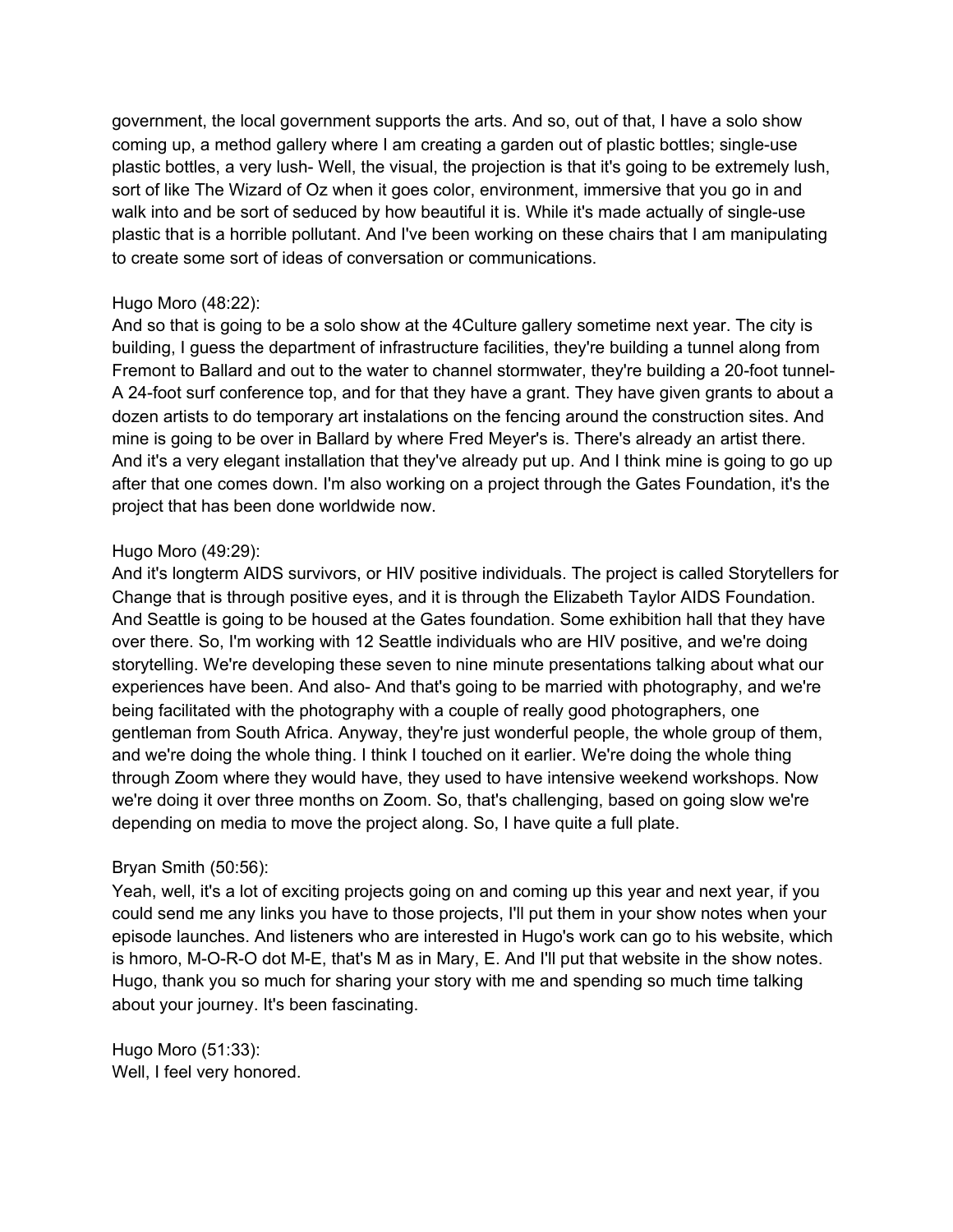government, the local government supports the arts. And so, out of that, I have a solo show coming up, a method gallery where I am creating a garden out of plastic bottles; single-use plastic bottles, a very lush- Well, the visual, the projection is that it's going to be extremely lush, sort of like The Wizard of Oz when it goes color, environment, immersive that you go in and walk into and be sort of seduced by how beautiful it is. While it's made actually of single-use plastic that is a horrible pollutant. And I've been working on these chairs that I am manipulating to create some sort of ideas of conversation or communications.

Hugo Moro (48:22):
And so that is going to be a solo show at the 4Culture gallery sometime next year. The city is building, I guess the department of infrastructure facilities, they're building a tunnel along from Fremont to Ballard and out to the water to channel stormwater, they're building a 20-foot tunnel- A 24-foot surf conference top, and for that they have a grant. They have given grants to about a dozen artists to do temporary art instalations on the fencing around the construction sites. And mine is going to be over in Ballard by where Fred Meyer's is. There's already an artist there. And it's a very elegant installation that they've already put up. And I think mine is going to go up after that one comes down. I'm also working on a project through the Gates Foundation, it's the project that has been done worldwide now.

Hugo Moro (49:29):
And it's longterm AIDS survivors, or HIV positive individuals. The project is called Storytellers for Change that is through positive eyes, and it is through the Elizabeth Taylor AIDS Foundation. And Seattle is going to be housed at the Gates foundation. Some exhibition hall that they have over there. So, I'm working with 12 Seattle individuals who are HIV positive, and we're doing storytelling. We're developing these seven to nine minute presentations talking about what our experiences have been. And also- And that's going to be married with photography, and we're being facilitated with the photography with a couple of really good photographers, one gentleman from South Africa. Anyway, they're just wonderful people, the whole group of them, and we're doing the whole thing. I think I touched on it earlier. We're doing the whole thing through Zoom where they would have, they used to have intensive weekend workshops. Now we're doing it over three months on Zoom. So, that's challenging, based on going slow we're depending on media to move the project along. So, I have quite a full plate.

Bryan Smith (50:56):
Yeah, well, it's a lot of exciting projects going on and coming up this year and next year, if you could send me any links you have to those projects, I'll put them in your show notes when your episode launches. And listeners who are interested in Hugo's work can go to his website, which is hmoro, M-O-R-O dot M-E, that's M as in Mary, E. And I'll put that website in the show notes. Hugo, thank you so much for sharing your story with me and spending so much time talking about your journey. It's been fascinating.

Hugo Moro (51:33):
Well, I feel very honored.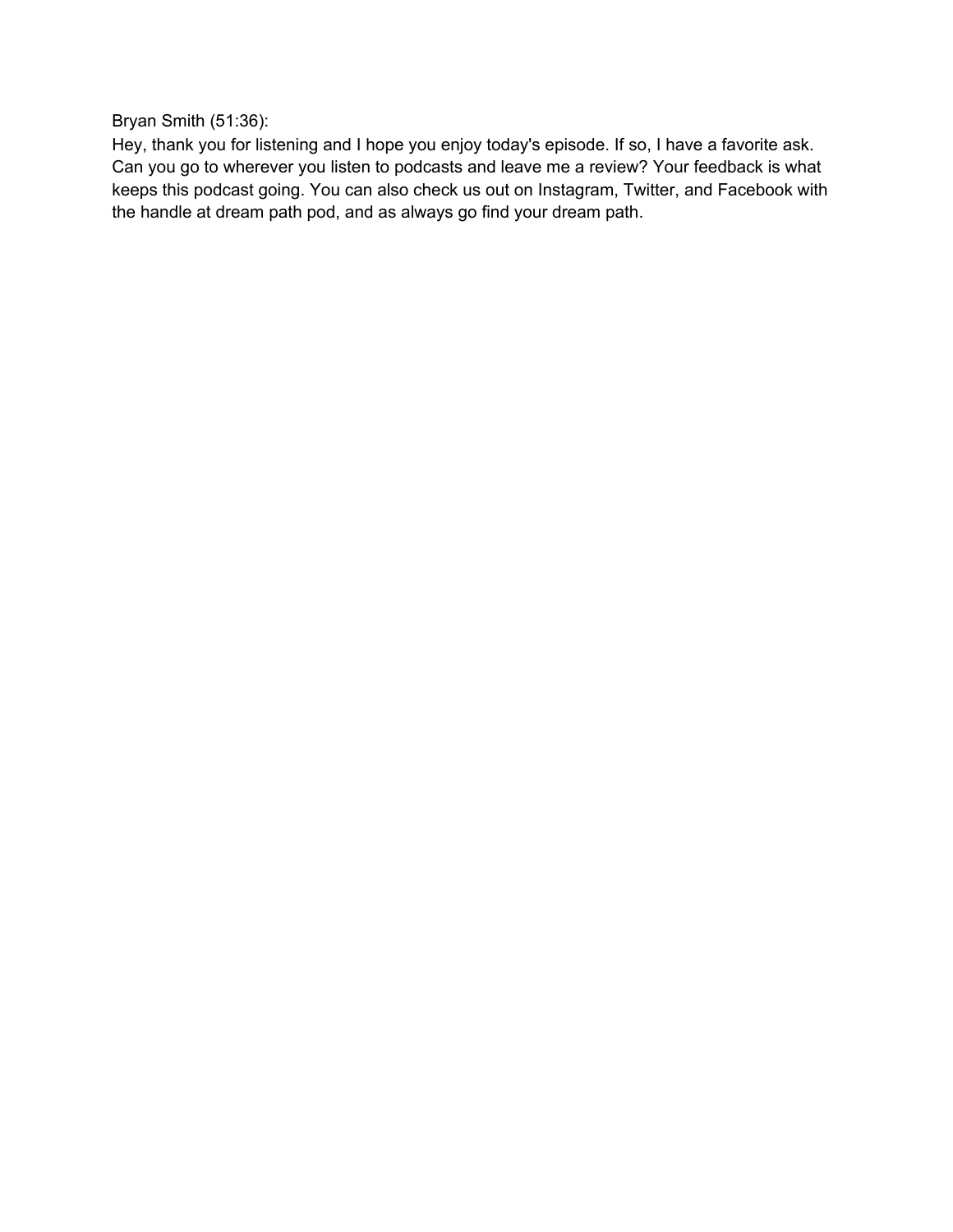Bryan Smith (51:36):
Hey, thank you for listening and I hope you enjoy today's episode. If so, I have a favorite ask. Can you go to wherever you listen to podcasts and leave me a review? Your feedback is what keeps this podcast going. You can also check us out on Instagram, Twitter, and Facebook with the handle at dream path pod, and as always go find your dream path.